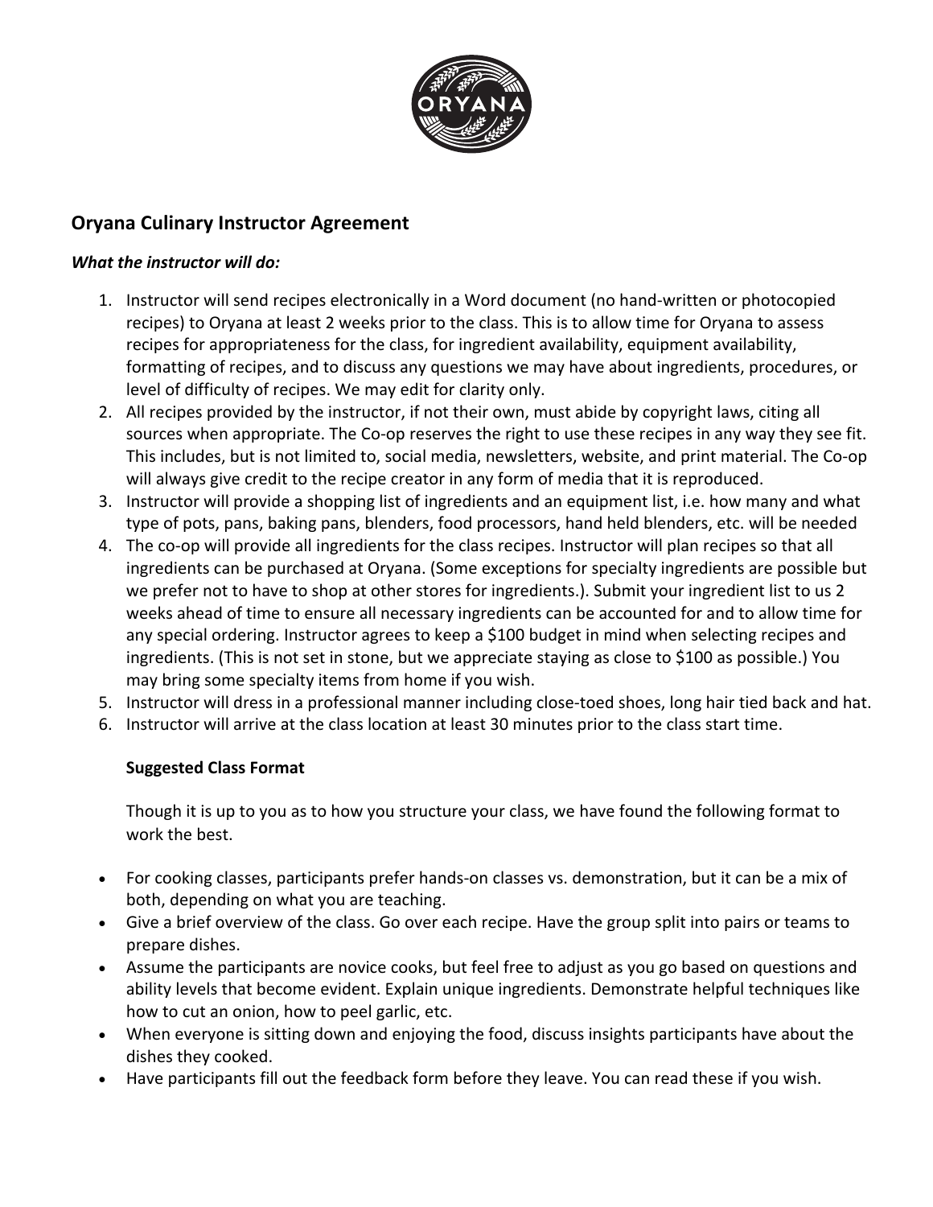## Oryana Culinary Instructor Agreement

***What the instructor will do:***

1. Instructor will send recipes electronically in a Word document (no hand-written or photocopied recipes) to Oryana at least 2 weeks prior to the class. This is to allow time for Oryana to assess recipes for appropriateness for the class, for ingredient availability, equipment availability, formatting of recipes, and to discuss any questions we may have about ingredients, procedures, or level of difficulty of recipes. We may edit for clarity only.
2. All recipes provided by the instructor, if not their own, must abide by copyright laws, citing all sources when appropriate. The Co-op reserves the right to use these recipes in any way they see fit. This includes, but is not limited to, social media, newsletters, website, and print material. The Co-op will always give credit to the recipe creator in any form of media that it is reproduced.
3. Instructor will provide a shopping list of ingredients and an equipment list, i.e. how many and what type of pots, pans, baking pans, blenders, food processors, hand held blenders, etc. will be needed
4. The co-op will provide all ingredients for the class recipes. Instructor will plan recipes so that all ingredients can be purchased at Oryana. (Some exceptions for specialty ingredients are possible but we prefer not to have to shop at other stores for ingredients.). Submit your ingredient list to us 2 weeks ahead of time to ensure all necessary ingredients can be accounted for and to allow time for any special ordering. Instructor agrees to keep a $100 budget in mind when selecting recipes and ingredients. (This is not set in stone, but we appreciate staying as close to $100 as possible.) You may bring some specialty items from home if you wish.
5. Instructor will dress in a professional manner including close-toed shoes, long hair tied back and hat.
6. Instructor will arrive at the class location at least 30 minutes prior to the class start time.

**Suggested Class Format**

Though it is up to you as to how you structure your class, we have found the following format to work the best.

- For cooking classes, participants prefer hands-on classes vs. demonstration, but it can be a mix of both, depending on what you are teaching.
- Give a brief overview of the class. Go over each recipe. Have the group split into pairs or teams to prepare dishes.
- Assume the participants are novice cooks, but feel free to adjust as you go based on questions and ability levels that become evident. Explain unique ingredients. Demonstrate helpful techniques like how to cut an onion, how to peel garlic, etc.
- When everyone is sitting down and enjoying the food, discuss insights participants have about the dishes they cooked.
- Have participants fill out the feedback form before they leave. You can read these if you wish.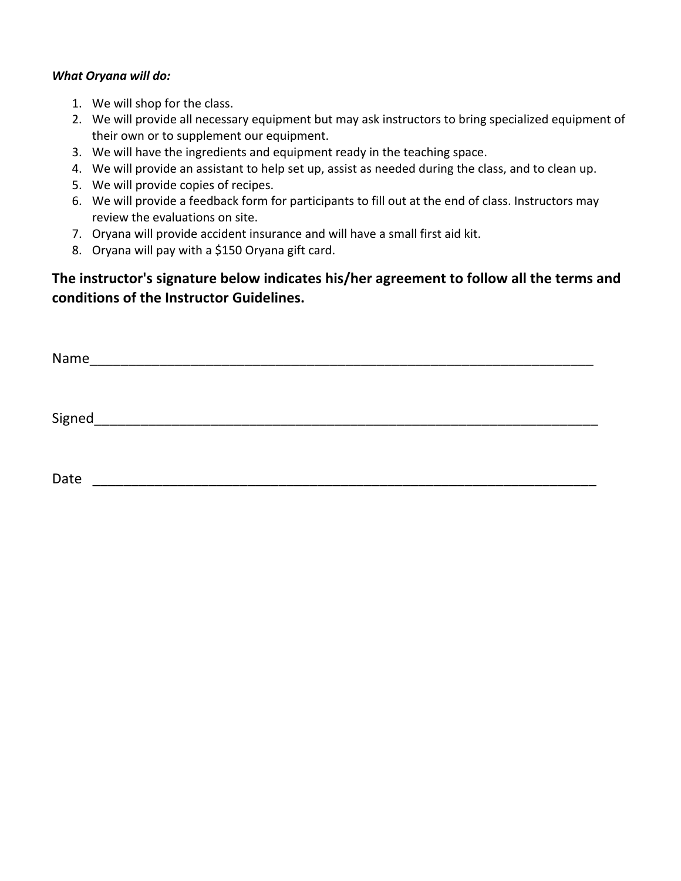***What Oryana will do:***

1. We will shop for the class.
2. We will provide all necessary equipment but may ask instructors to bring specialized equipment of their own or to supplement our equipment.
3. We will have the ingredients and equipment ready in the teaching space.
4. We will provide an assistant to help set up, assist as needed during the class, and to clean up.
5. We will provide copies of recipes.
6. We will provide a feedback form for participants to fill out at the end of class. Instructors may review the evaluations on site.
7. Oryana will provide accident insurance and will have a small first aid kit.
8. Oryana will pay with a $150 Oryana gift card.

**The instructor's signature below indicates his/her agreement to follow all the terms and conditions of the Instructor Guidelines.**

Name_______________________________________________________________________

Signed______________________________________________________________________

Date _______________________________________________________________________